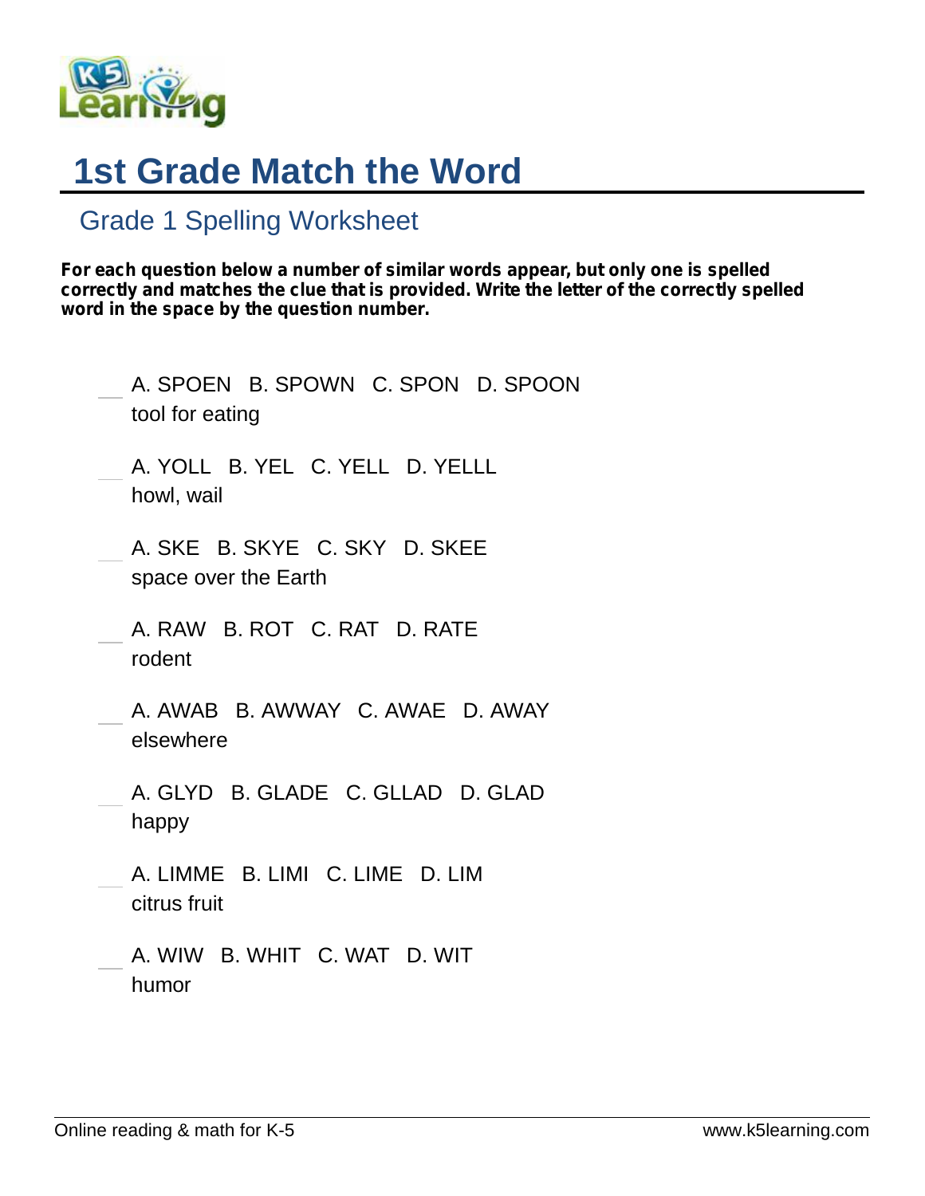# 1st Grade Match the Word

## Grade 1 Spelling Worksheet

**For each question below a number of similar words appear, but only one is spelled correctly and matches the clue that is provided. Write the letter of the correctly spelled word in the space by the question number.**

___ A. SPOEN   B. SPOWN   C. SPON   D. SPOON
tool for eating

___ A. YOLL   B. YEL   C. YELL   D. YELLL
howl, wail

___ A. SKE   B. SKYE   C. SKY   D. SKEE
space over the Earth

___ A. RAW   B. ROT   C. RAT   D. RATE
rodent

___ A. AWAB   B. AWWAY   C. AWAE   D. AWAY
elsewhere

___ A. GLYD   B. GLADE   C. GLLAD   D. GLAD
happy

___ A. LIMME   B. LIMI   C. LIME   D. LIM
citrus fruit

___ A. WIW   B. WHIT   C. WAT   D. WIT
humor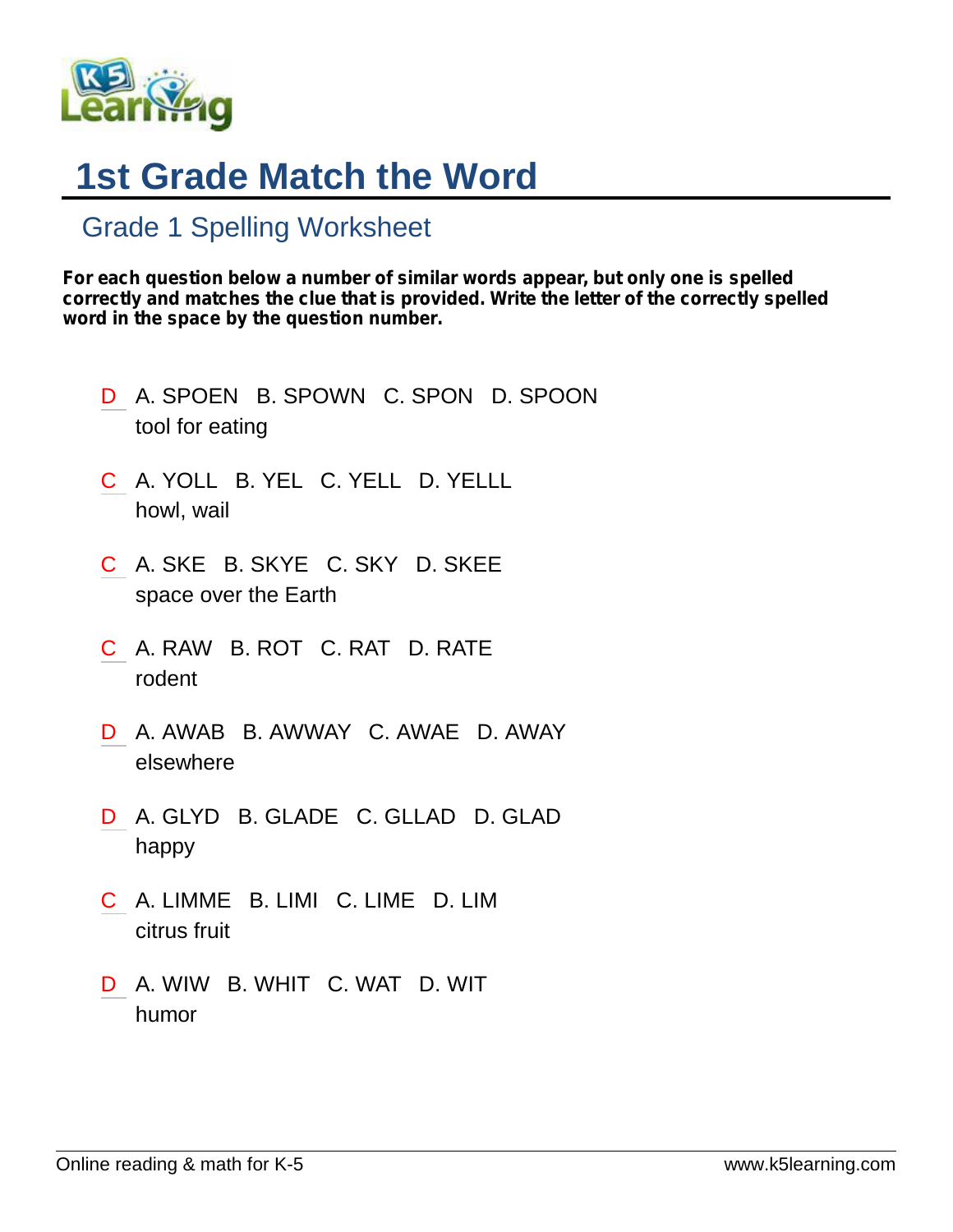# 1st Grade Match the Word

## Grade 1 Spelling Worksheet

**For each question below a number of similar words appear, but only one is spelled correctly and matches the clue that is provided. Write the letter of the correctly spelled word in the space by the question number.**

D A. SPOEN B. SPOWN C. SPON D. SPOON
tool for eating

C A. YOLL B. YEL C. YELL D. YELLL
howl, wail

C A. SKE B. SKYE C. SKY D. SKEE
space over the Earth

C A. RAW B. ROT C. RAT D. RATE
rodent

D A. AWAB B. AWWAY C. AWAE D. AWAY
elsewhere

D A. GLYD B. GLADE C. GLLAD D. GLAD
happy

C A. LIMME B. LIMI C. LIME D. LIM
citrus fruit

D A. WIW B. WHIT C. WAT D. WIT
humor